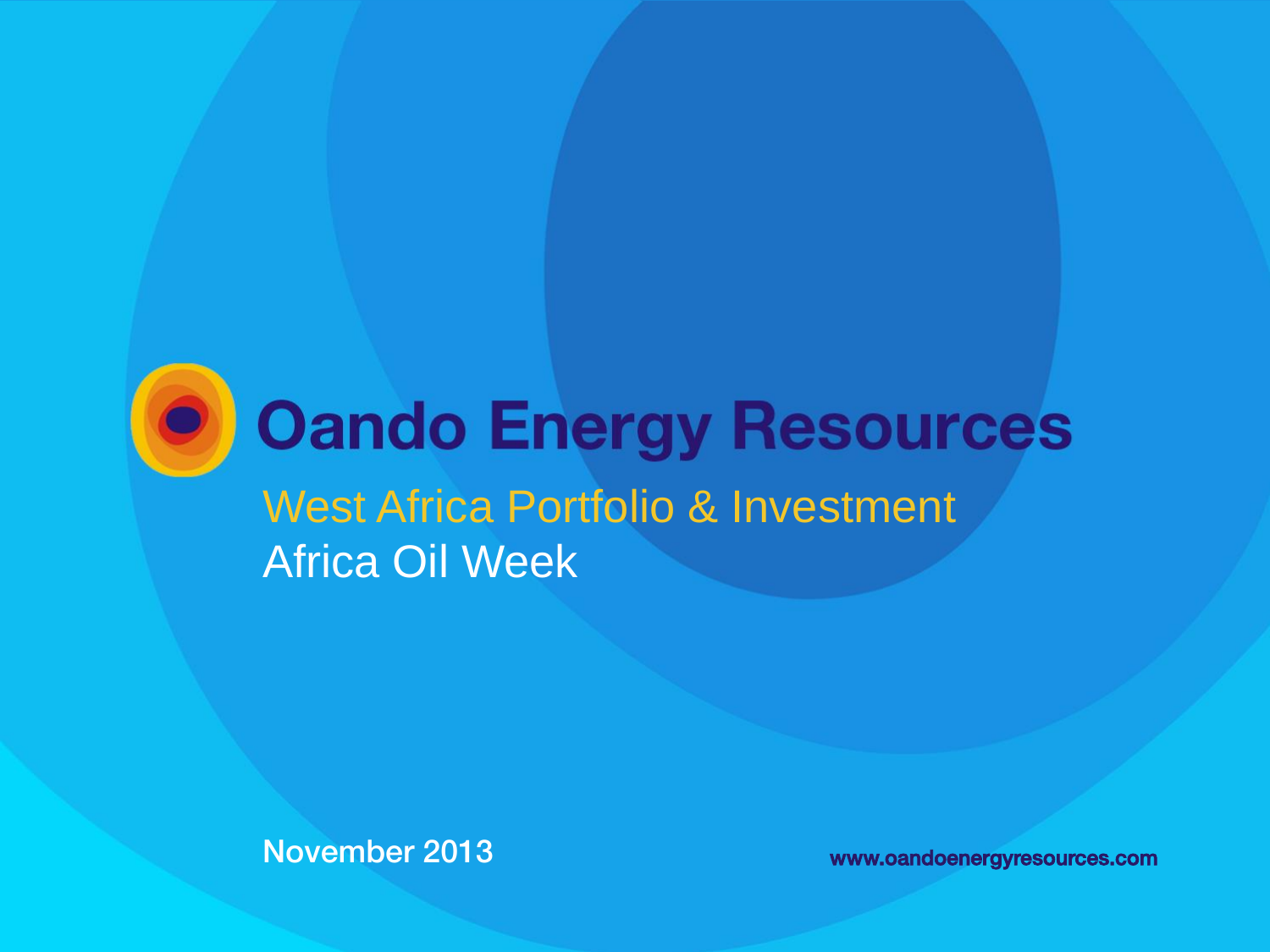# Oando Energy Resources

## West Africa Portfolio & Investment

Africa Oil Week

November 2013

www.oandoenergyresources.com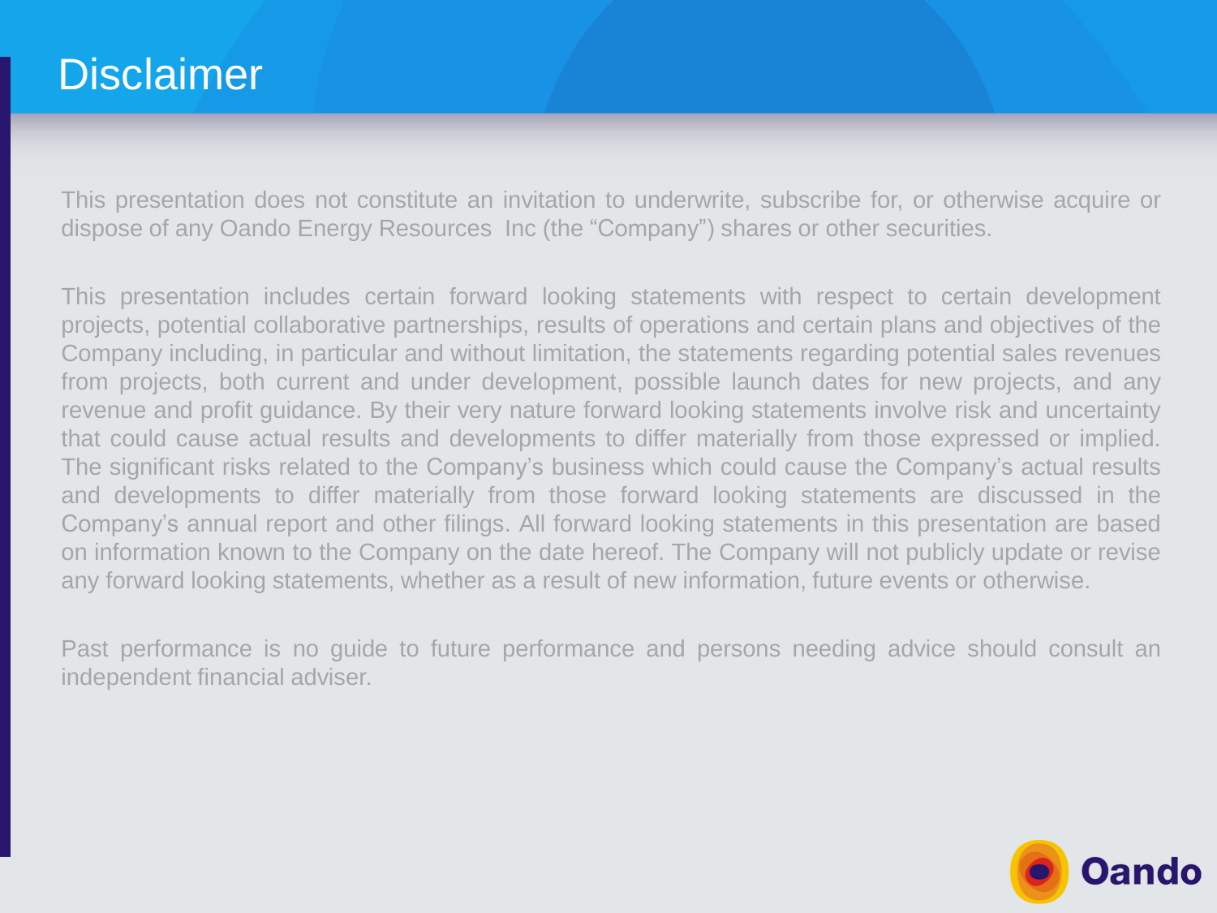# Disclaimer

This presentation does not constitute an invitation to underwrite, subscribe for, or otherwise acquire or dispose of any Oando Energy Resources Inc (the "Company") shares or other securities.

This presentation includes certain forward looking statements with respect to certain development projects, potential collaborative partnerships, results of operations and certain plans and objectives of the Company including, in particular and without limitation, the statements regarding potential sales revenues from projects, both current and under development, possible launch dates for new projects, and any revenue and profit guidance. By their very nature forward looking statements involve risk and uncertainty that could cause actual results and developments to differ materially from those expressed or implied. The significant risks related to the Company's business which could cause the Company's actual results and developments to differ materially from those forward looking statements are discussed in the Company's annual report and other filings. All forward looking statements in this presentation are based on information known to the Company on the date hereof. The Company will not publicly update or revise any forward looking statements, whether as a result of new information, future events or otherwise.

Past performance is no guide to future performance and persons needing advice should consult an independent financial adviser.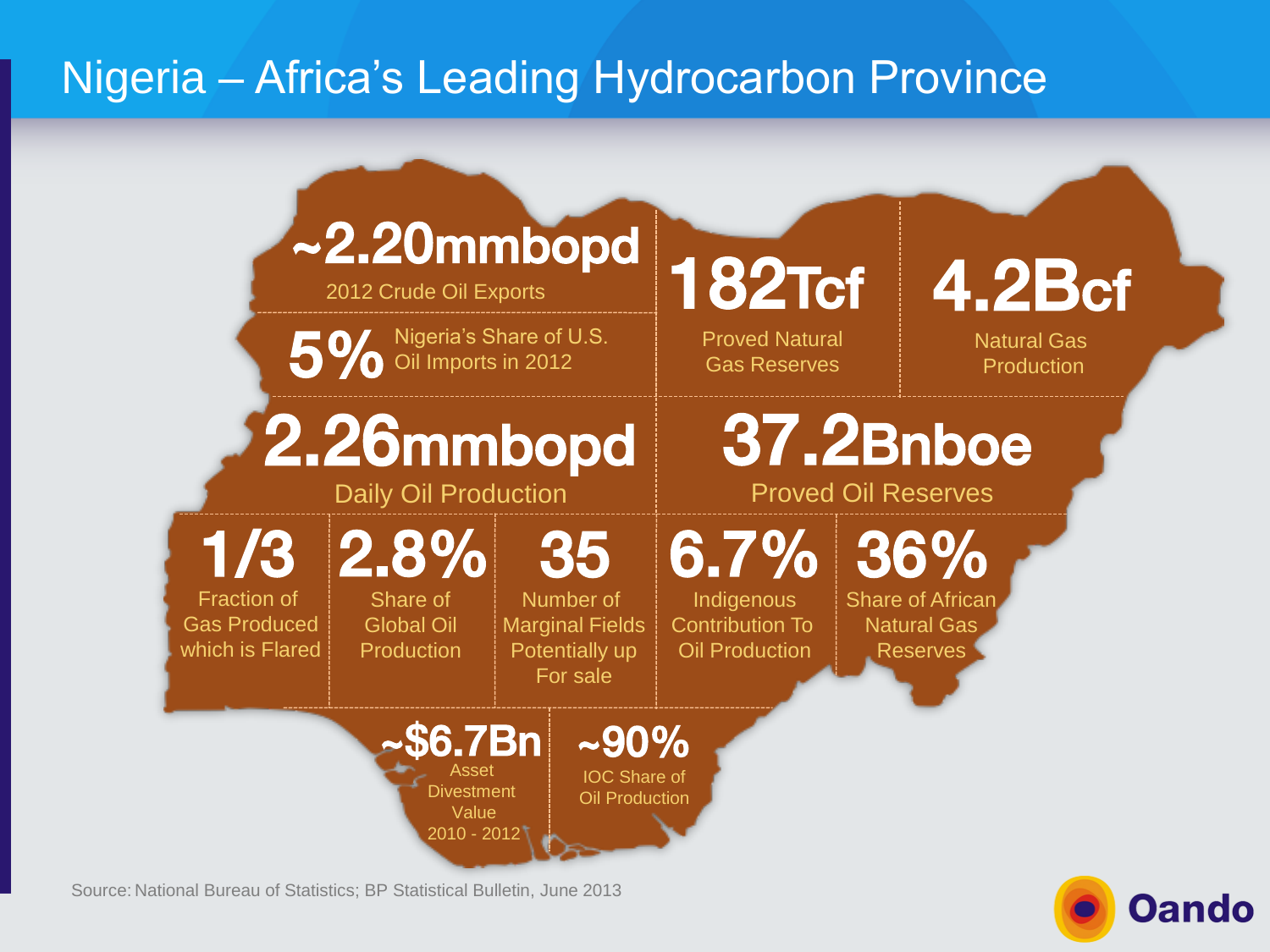# Nigeria – Africa's Leading Hydrocarbon Province

**~2.20mmbopd**
2012 Crude Oil Exports

**5%** Nigeria's Share of U.S. Oil Imports in 2012

**182Tcf**
Proved Natural Gas Reserves

**4.2Bcf**
Natural Gas Production

**2.26mmbopd**
Daily Oil Production

**37.2Bnboe**
Proved Oil Reserves

**1/3**
Fraction of Gas Produced which is Flared

**2.8%**
Share of Global Oil Production

**35**
Number of Marginal Fields Potentially up For sale

**6.7%**
Indigenous Contribution To Oil Production

**36%**
Share of African Natural Gas Reserves

**~$6.7Bn**
Asset Divestment Value 2010 - 2012

**~90%**
IOC Share of Oil Production

Source: National Bureau of Statistics; BP Statistical Bulletin, June 2013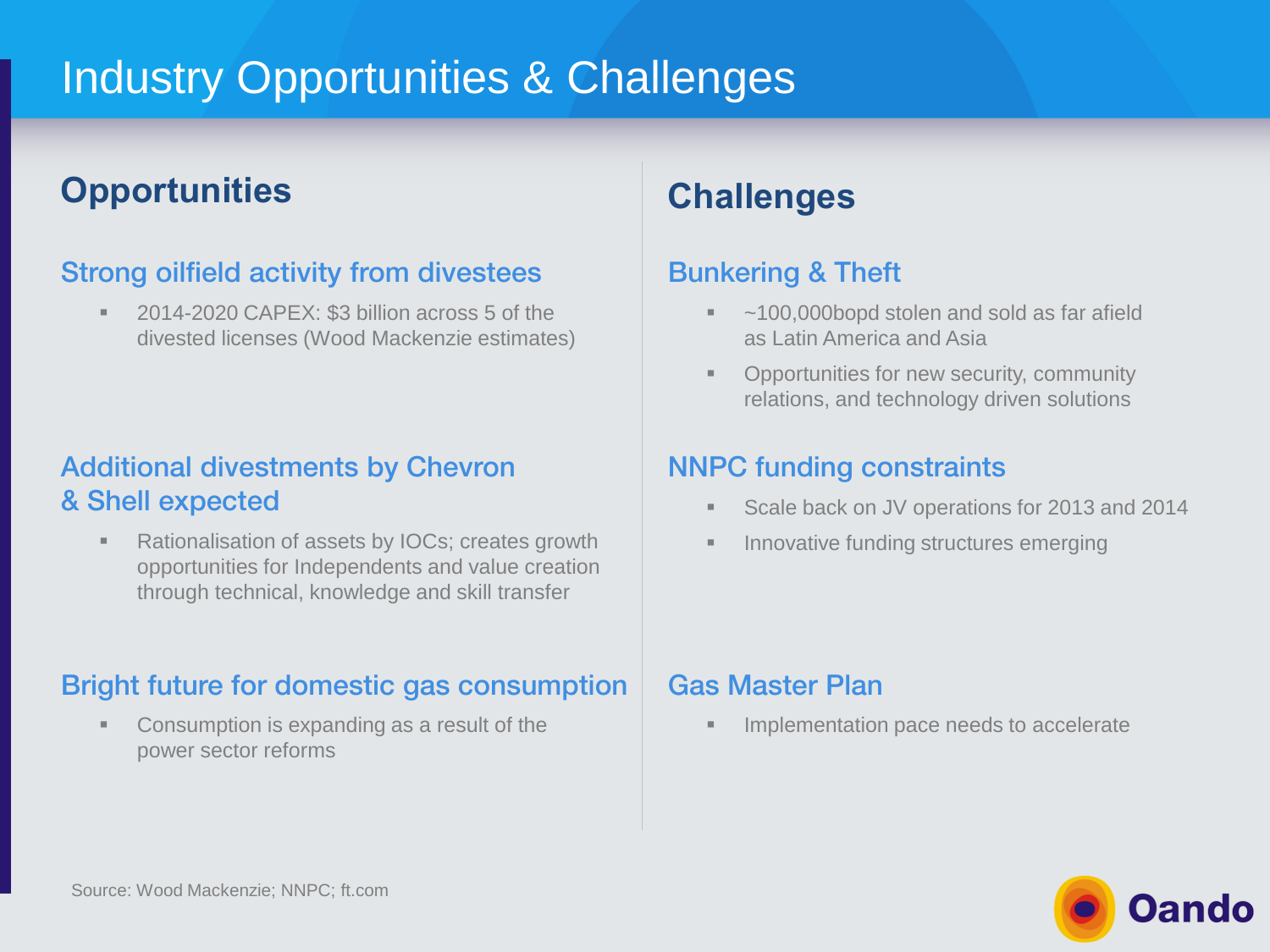# Industry Opportunities & Challenges

## Opportunities

### Strong oilfield activity from divestees

- 2014-2020 CAPEX: $3 billion across 5 of the divested licenses (Wood Mackenzie estimates)

### Additional divestments by Chevron & Shell expected

- Rationalisation of assets by IOCs; creates growth opportunities for Independents and value creation through technical, knowledge and skill transfer

### Bright future for domestic gas consumption

- Consumption is expanding as a result of the power sector reforms

## Challenges

### Bunkering & Theft

- ~100,000bopd stolen and sold as far afield as Latin America and Asia
- Opportunities for new security, community relations, and technology driven solutions

### NNPC funding constraints

- Scale back on JV operations for 2013 and 2014
- Innovative funding structures emerging

### Gas Master Plan

- Implementation pace needs to accelerate

Source: Wood Mackenzie; NNPC; ft.com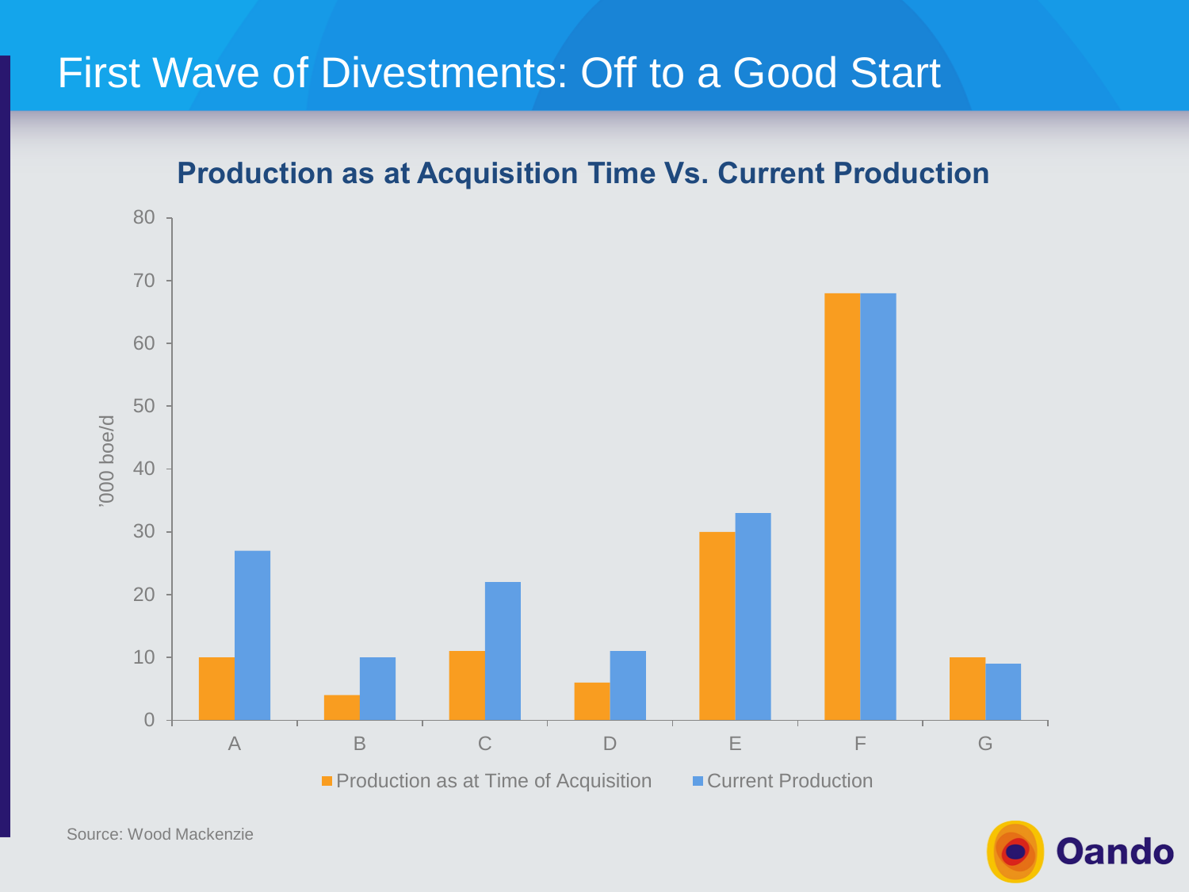# First Wave of Divestments: Off to a Good Start

## Production as at Acquisition Time Vs. Current Production

| | Production as at Time of Acquisition ('000 boe/d) | Current Production ('000 boe/d) |
|---|---|---|
| A | 10 | 27 |
| B | 4 | 10 |
| C | 11 | 22 |
| D | 6 | 11 |
| E | 30 | 33 |
| F | 68 | 68 |
| G | 10 | 9 |

Source: Wood Mackenzie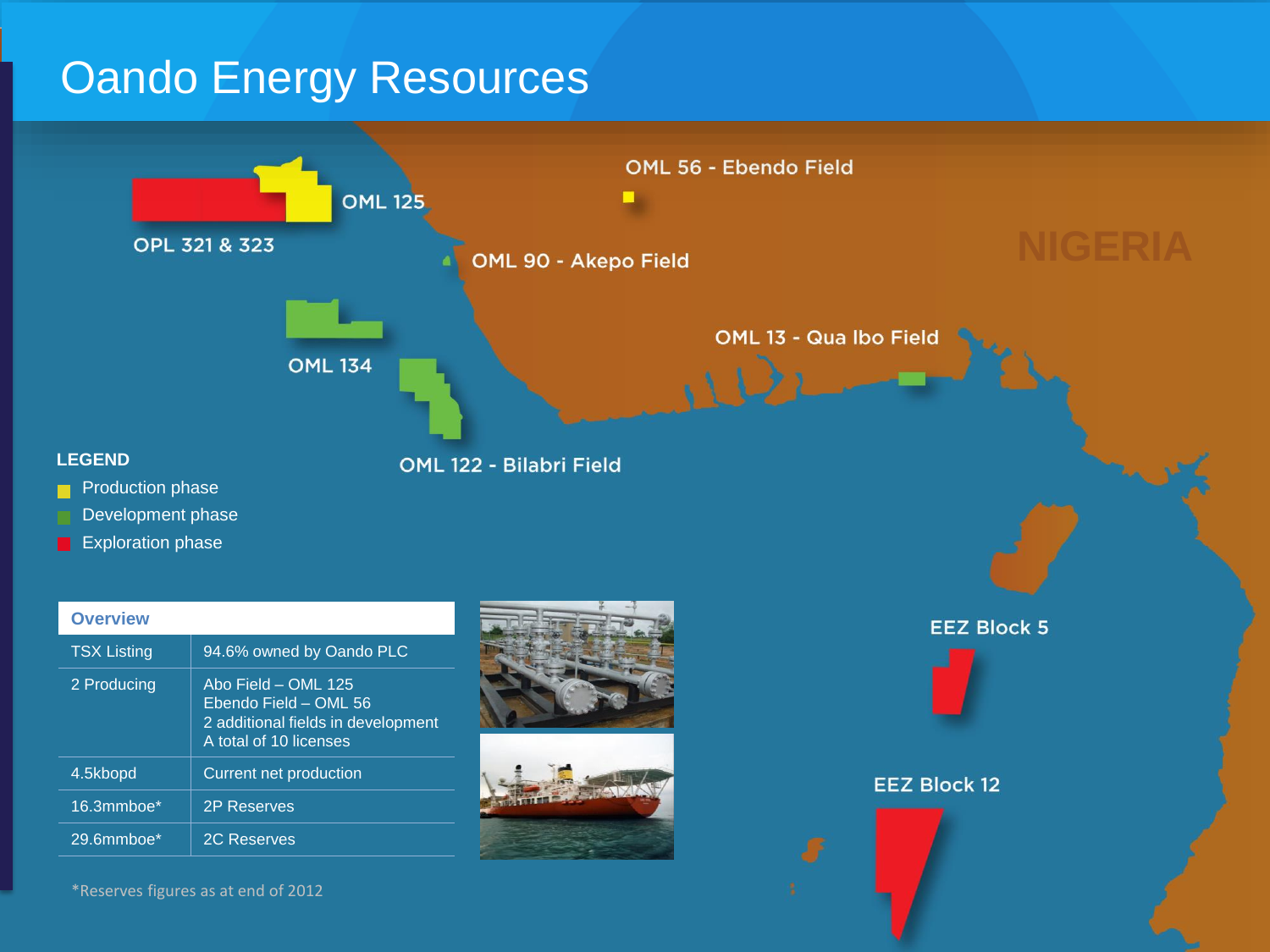# Oando Energy Resources

OPL 321 & 323

OML 125

OML 56 - Ebendo Field

OML 90 - Akepo Field

NIGERIA

OML 134

OML 13 - Qua Ibo Field

OML 122 - Bilabri Field

**LEGEND**

- Production phase
- Development phase
- Exploration phase

EEZ Block 5

EEZ Block 12

| Overview | |
|---|---|
| TSX Listing | 94.6% owned by Oando PLC |
| 2 Producing | Abo Field – OML 125<br>Ebendo Field – OML 56<br>2 additional fields in development<br>A total of 10 licenses |
| 4.5kbopd | Current net production |
| 16.3mmboe* | 2P Reserves |
| 29.6mmboe* | 2C Reserves |

*Reserves figures as at end of 2012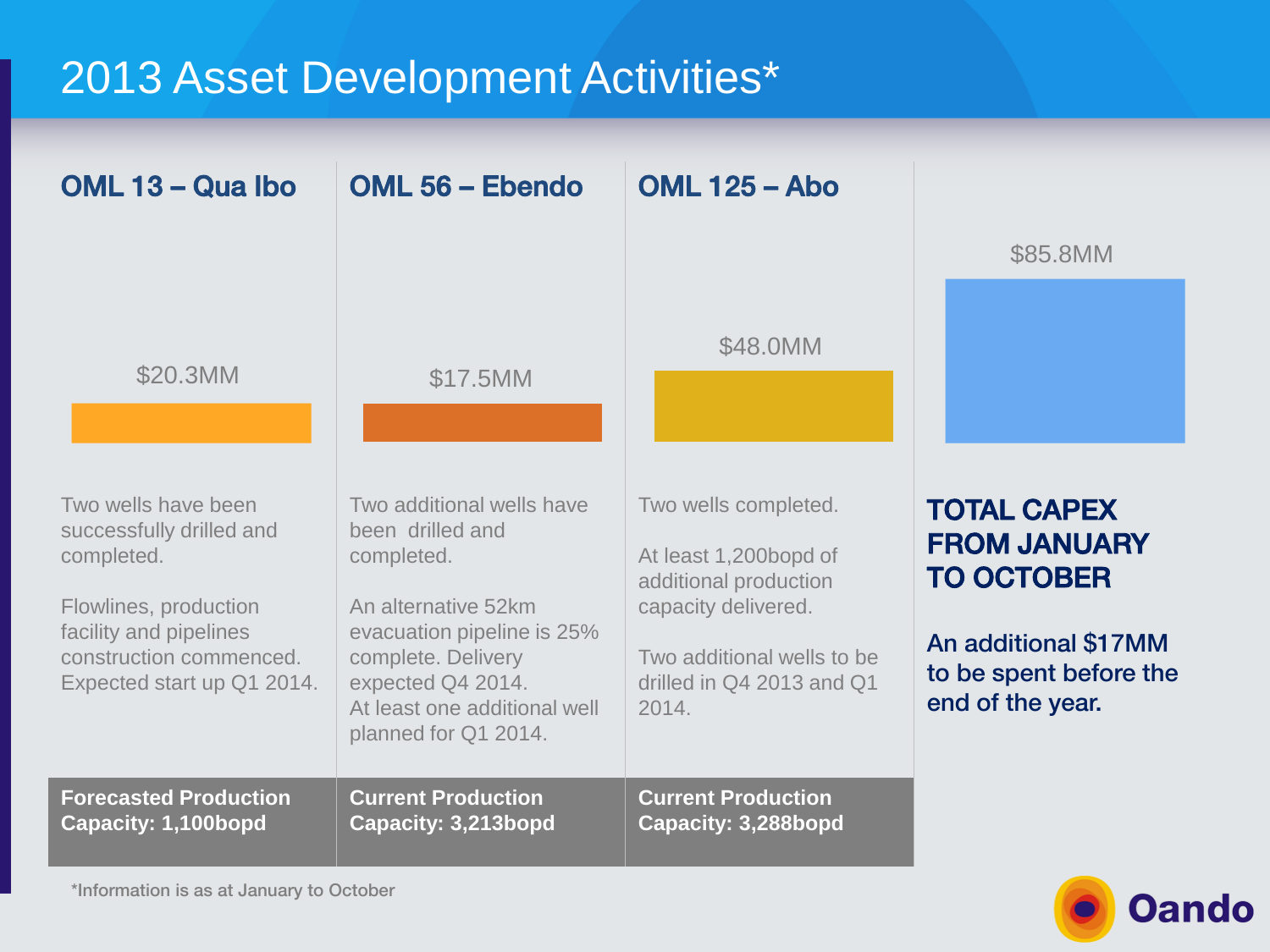# 2013 Asset Development Activities*

## OML 13 – Qua Ibo

$20.3MM

Two wells have been successfully drilled and completed.

Flowlines, production facility and pipelines construction commenced. Expected start up Q1 2014.

**Forecasted Production Capacity: 1,100bopd**

## OML 56 – Ebendo

$17.5MM

Two additional wells have been drilled and completed.

An alternative 52km evacuation pipeline is 25% complete. Delivery expected Q4 2014.
At least one additional well planned for Q1 2014.

**Current Production Capacity: 3,213bopd**

## OML 125 – Abo

$48.0MM

Two wells completed.

At least 1,200bopd of additional production capacity delivered.

Two additional wells to be drilled in Q4 2013 and Q1 2014.

**Current Production Capacity: 3,288bopd**

## TOTAL CAPEX FROM JANUARY TO OCTOBER

$85.8MM

An additional $17MM to be spent before the end of the year.

*Information is as at January to October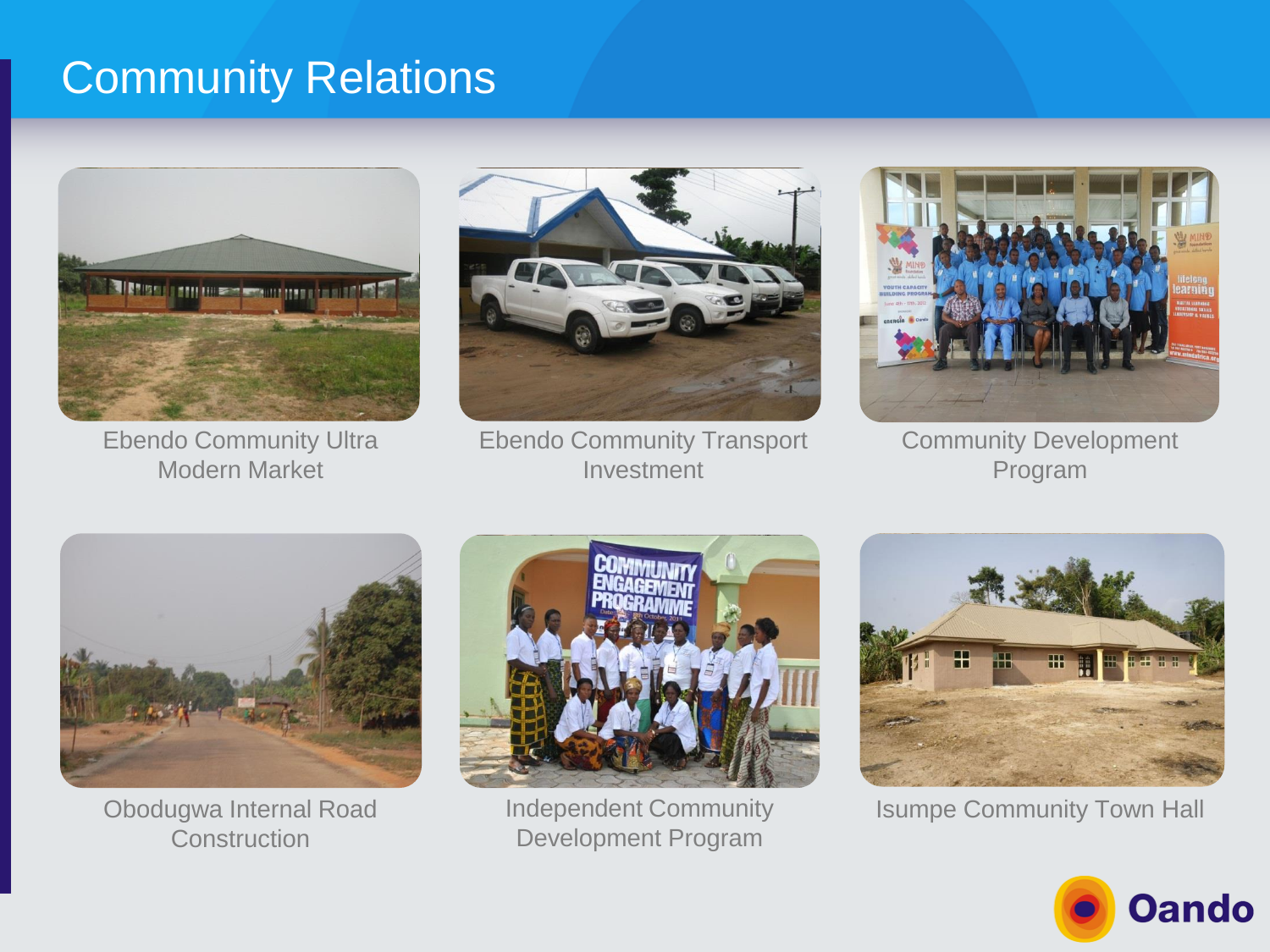# Community Relations

Ebendo Community Ultra Modern Market

Ebendo Community Transport Investment

Community Development Program

Obodugwa Internal Road Construction

Independent Community Development Program

Isumpe Community Town Hall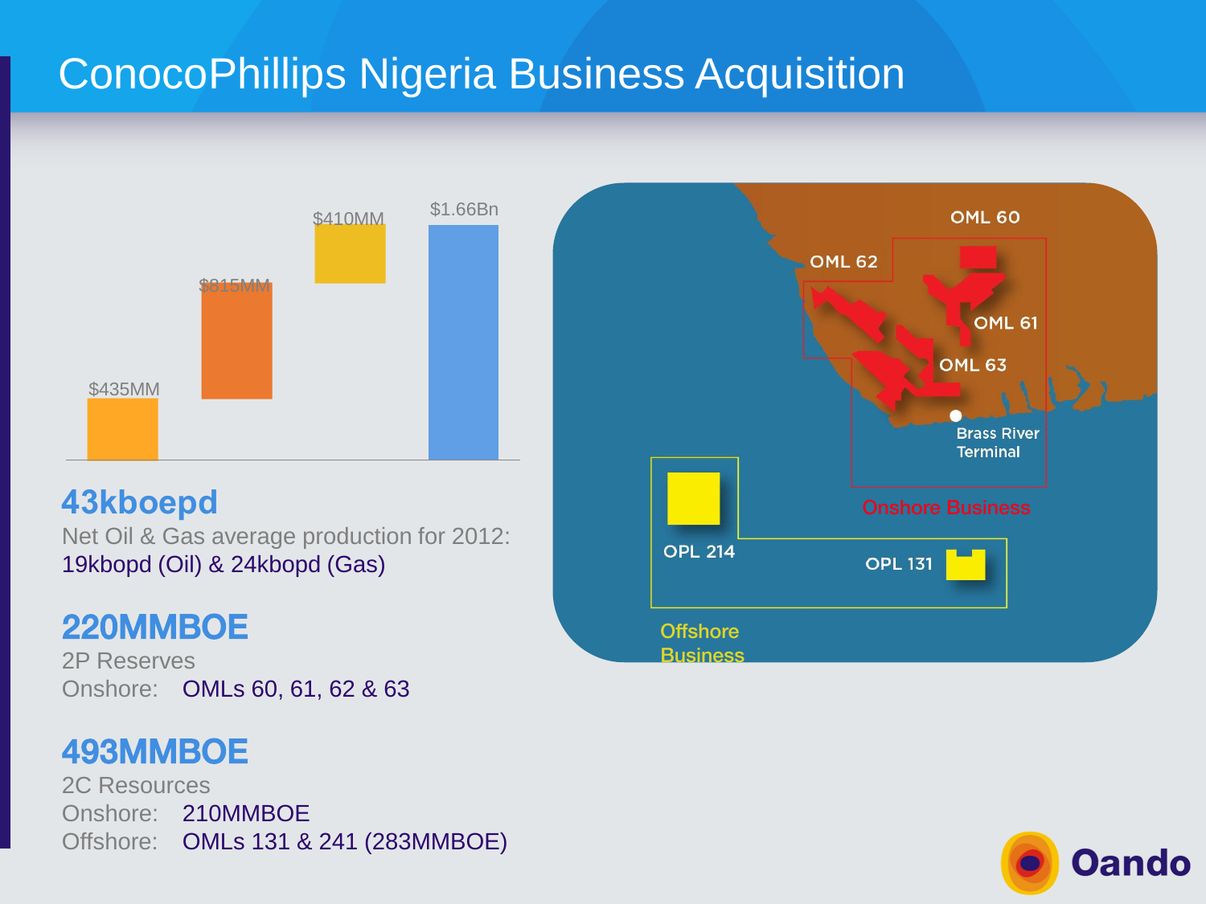# ConocoPhillips Nigeria Business Acquisition

$435MM

$815MM

$410MM

$1.66Bn

**43kboepd**

Net Oil & Gas average production for 2012: 19kbopd (Oil) & 24kbopd (Gas)

**220MMBOE**

2P Reserves

Onshore: OMLs 60, 61, 62 & 63

**493MMBOE**

2C Resources

Onshore: 210MMBOE

Offshore: OMLs 131 & 241 (283MMBOE)

OML 60

OML 62

OML 61

OML 63

Brass River Terminal

Onshore Business

OPL 214

OPL 131

Offshore Business

Oando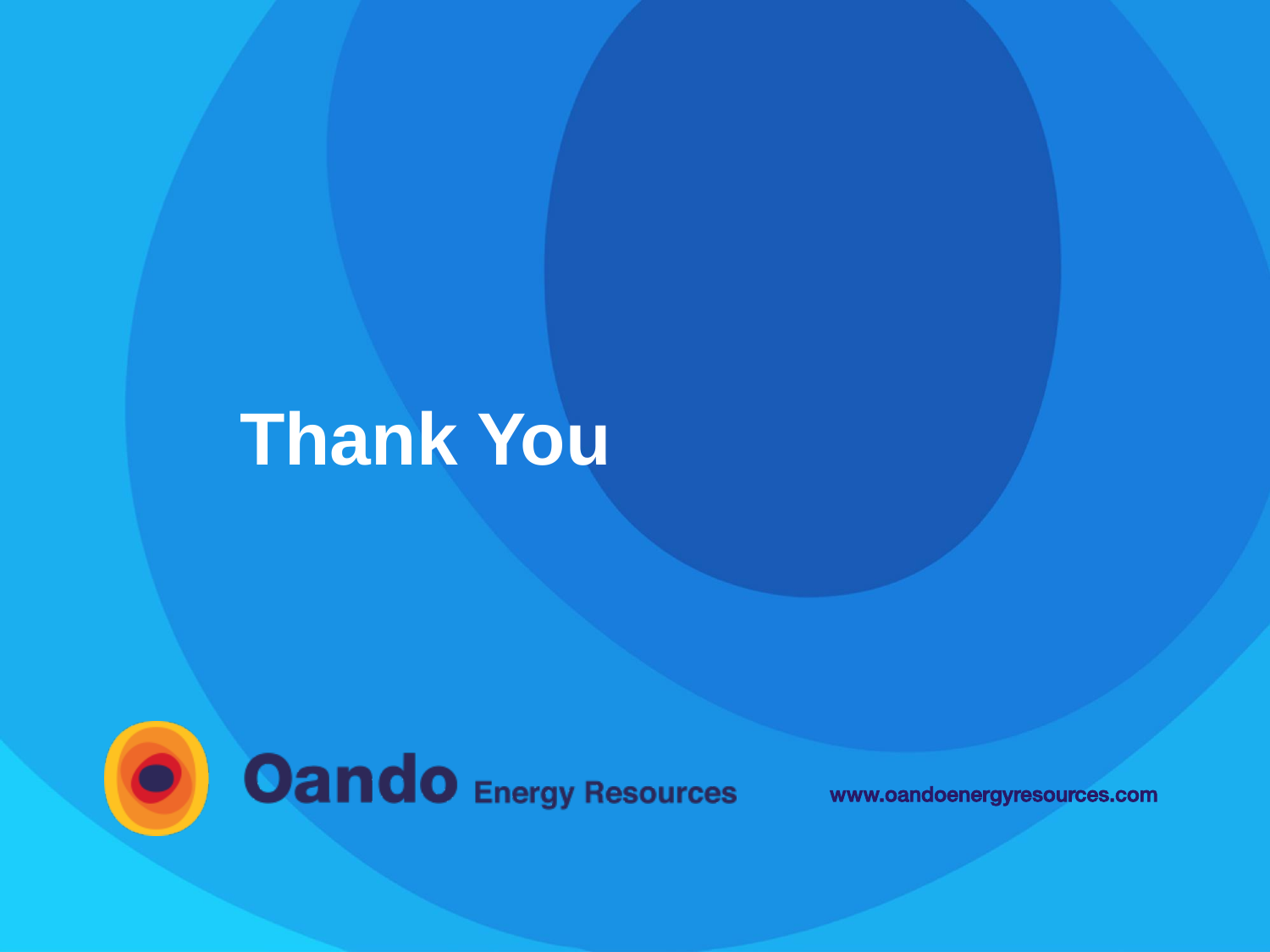# Thank You

Oando Energy Resources

www.oandoenergyresources.com